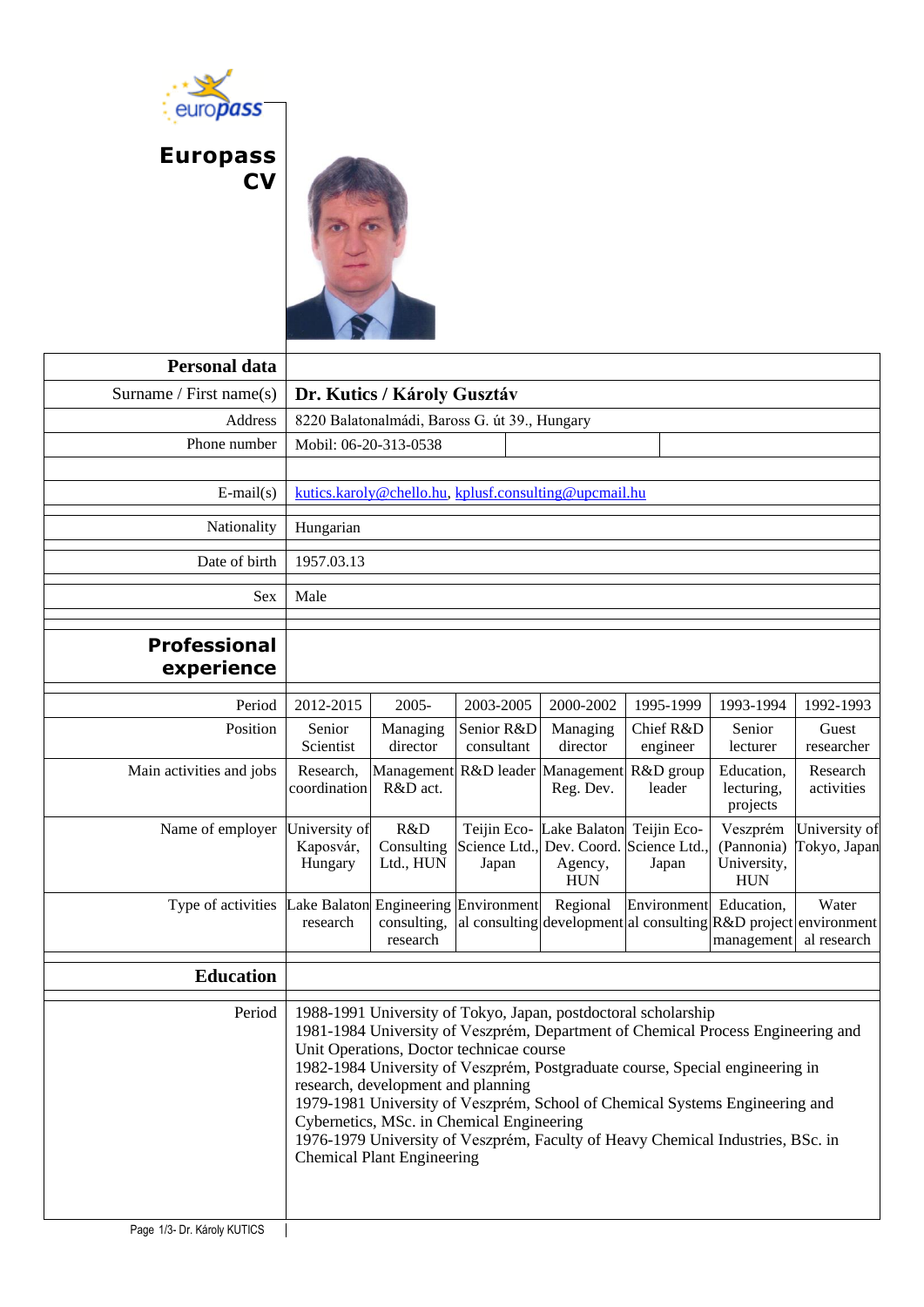# Europass CV

## Personal data

| | |
|---|---|
| Surname / First name(s) | **Dr. Kutics / Károly Gusztáv** |
| Address | 8220 Balatonalmádi, Baross G. út 39., Hungary |
| Phone number | Mobil: 06-20-313-0538 |
| E-mail(s) | kutics.karoly@chello.hu, kplusf.consulting@upcmail.hu |
| Nationality | Hungarian |
| Date of birth | 1957.03.13 |
| Sex | Male |

## Professional experience

| Period | 2012-2015 | 2005- | 2003-2005 | 2000-2002 | 1995-1999 | 1993-1994 | 1992-1993 |
|---|---|---|---|---|---|---|---|
| Position | Senior Scientist | Managing director | Senior R&D consultant | Managing director | Chief R&D engineer | Senior lecturer | Guest researcher |
| Main activities and jobs | Research, coordination | Management R&D act. | R&D leader | Management Reg. Dev. | R&D group leader | Education, lecturing, projects | Research activities |
| Name of employer | University of Kaposvár, Hungary | R&D Consulting Ltd., HUN | Teijin Eco-Science Ltd., Japan | Lake Balaton Dev. Coord. Agency, HUN | Teijin Eco-Science Ltd., Japan | Veszprém (Pannonia) University, HUN | University of Tokyo, Japan |
| Type of activities | Lake Balaton research | Engineering consulting, research | Environmental consulting | Regional development | Environmental consulting | Education, R&D project management | Water environmental research |

## Education

**Period**

1988-1991 University of Tokyo, Japan, postdoctoral scholarship
1981-1984 University of Veszprém, Department of Chemical Process Engineering and Unit Operations, Doctor technicae course
1982-1984 University of Veszprém, Postgraduate course, Special engineering in research, development and planning
1979-1981 University of Veszprém, School of Chemical Systems Engineering and Cybernetics, MSc. in Chemical Engineering
1976-1979 University of Veszprém, Faculty of Heavy Chemical Industries, BSc. in Chemical Plant Engineering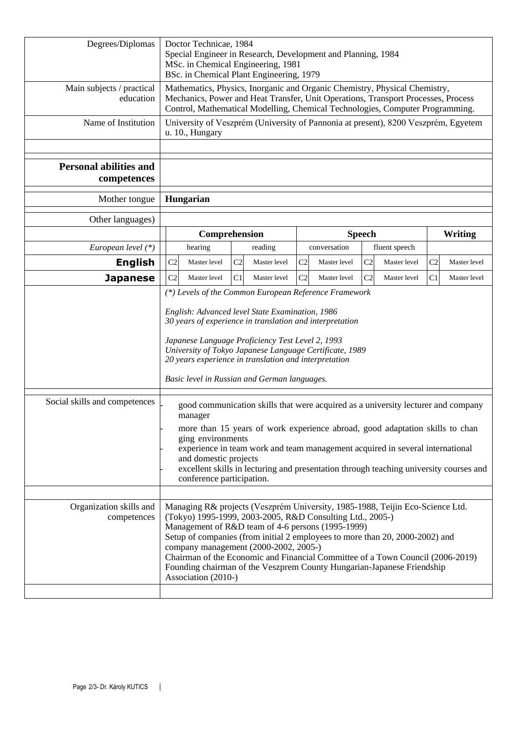| | |
|---|---|
| Degrees/Diplomas | Doctor Technicae, 1984<br>Special Engineer in Research, Development and Planning, 1984<br>MSc. in Chemical Engineering, 1981<br>BSc. in Chemical Plant Engineering, 1979 |
| Main subjects / practical education | Mathematics, Physics, Inorganic and Organic Chemistry, Physical Chemistry, Mechanics, Power and Heat Transfer, Unit Operations, Transport Processes, Process Control, Mathematical Modelling, Chemical Technologies, Computer Programming. |
| Name of Institution | University of Veszprém (University of Pannonia at present), 8200 Veszprém, Egyetem u. 10., Hungary |

## Personal abilities and competences

| | |
|---|---|
| Mother tongue | **Hungarian** |
| Other languages) | |

| | Comprehension | | | | Speech | | | | Writing | |
|---|---|---|---|---|---|---|---|---|---|---|
| *European level (\*)* | hearing | | reading | | conversation | | fluent speech | | | |
| **English** | C2 | Master level | C2 | Master level | C2 | Master level | C2 | Master level | C2 | Master level |
| **Japanese** | C2 | Master level | C1 | Master level | C2 | Master level | C2 | Master level | C1 | Master level |

*(\*) Levels of the Common European Reference Framework*

*English: Advanced level State Examination, 1986*
*30 years of experience in translation and interpretation*

*Japanese Language Proficiency Test Level 2, 1993*
*University of Tokyo Japanese Language Certificate, 1989*
*20 years experience in translation and interpretation*

*Basic level in Russian and German languages.*

**Social skills and competences**

- good communication skills that were acquired as a university lecturer and company manager
- more than 15 years of work experience abroad, good adaptation skills to chan ging environments
- experience in team work and team management acquired in several international and domestic projects
- excellent skills in lecturing and presentation through teaching university courses and conference participation.

**Organization skills and competences**

Managing R& projects (Veszprém University, 1985-1988, Teijin Eco-Science Ltd. (Tokyo) 1995-1999, 2003-2005, R&D Consulting Ltd., 2005-)
Management of R&D team of 4-6 persons (1995-1999)
Setup of companies (from initial 2 employees to more than 20, 2000-2002) and company management (2000-2002, 2005-)
Chairman of the Economic and Financial Committee of a Town Council (2006-2019)
Founding chairman of the Veszprem County Hungarian-Japanese Friendship Association (2010-)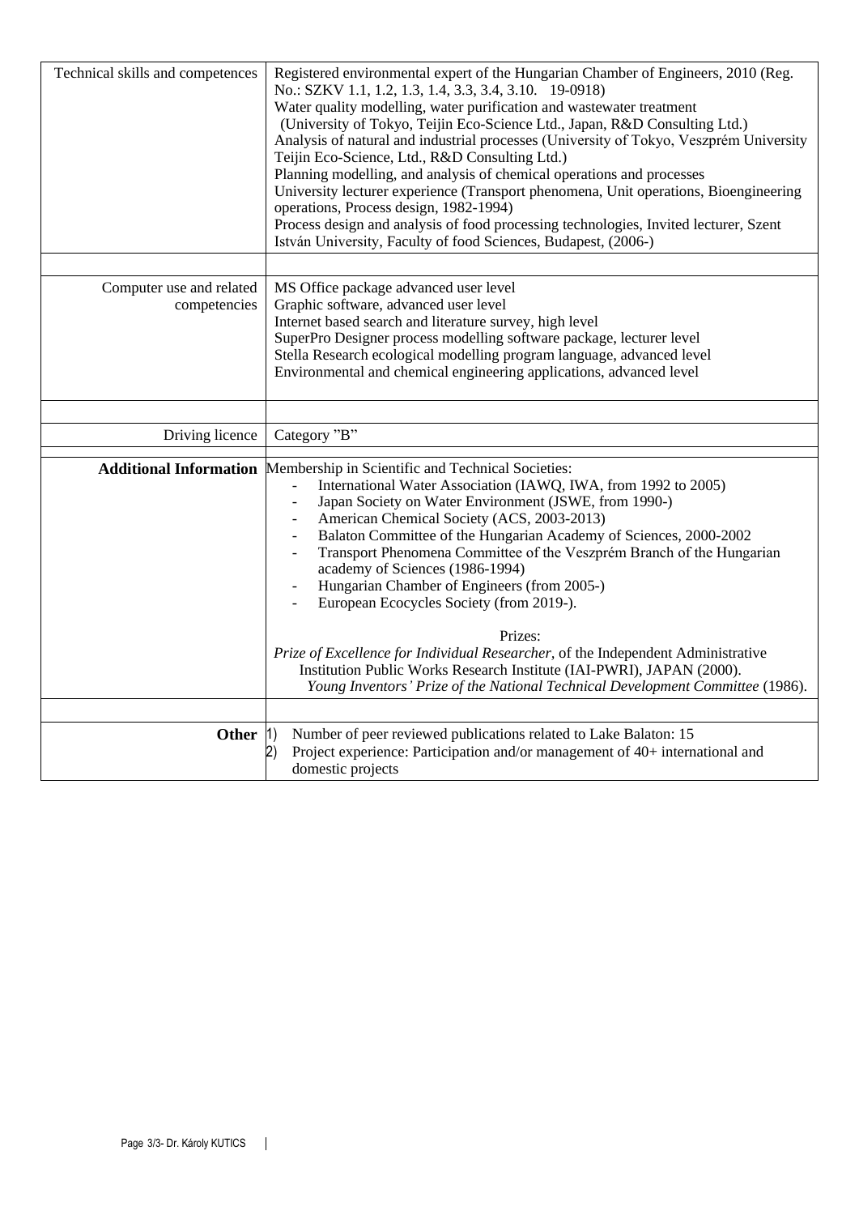| | |
|---|---|
| Technical skills and competences | Registered environmental expert of the Hungarian Chamber of Engineers, 2010 (Reg. No.: SZKV 1.1, 1.2, 1.3, 1.4, 3.3, 3.4, 3.10. 19-0918)<br>Water quality modelling, water purification and wastewater treatment (University of Tokyo, Teijin Eco-Science Ltd., Japan, R&D Consulting Ltd.)<br>Analysis of natural and industrial processes (University of Tokyo, Veszprém University Teijin Eco-Science, Ltd., R&D Consulting Ltd.)<br>Planning modelling, and analysis of chemical operations and processes<br>University lecturer experience (Transport phenomena, Unit operations, Bioengineering operations, Process design, 1982-1994)<br>Process design and analysis of food processing technologies, Invited lecturer, Szent István University, Faculty of food Sciences, Budapest, (2006-) |
| | |
| Computer use and related competencies | MS Office package advanced user level<br>Graphic software, advanced user level<br>Internet based search and literature survey, high level<br>SuperPro Designer process modelling software package, lecturer level<br>Stella Research ecological modelling program language, advanced level<br>Environmental and chemical engineering applications, advanced level |
| | |
| Driving licence | Category "B" |
| | |
| **Additional Information** | Membership in Scientific and Technical Societies:<br>- International Water Association (IAWQ, IWA, from 1992 to 2005)<br>- Japan Society on Water Environment (JSWE, from 1990-)<br>- American Chemical Society (ACS, 2003-2013)<br>- Balaton Committee of the Hungarian Academy of Sciences, 2000-2002<br>- Transport Phenomena Committee of the Veszprém Branch of the Hungarian academy of Sciences (1986-1994)<br>- Hungarian Chamber of Engineers (from 2005-)<br>- European Ecocycles Society (from 2019-).<br><br>Prizes:<br>*Prize of Excellence for Individual Researcher*, of the Independent Administrative Institution Public Works Research Institute (IAI-PWRI), JAPAN (2000).<br>*Young Inventors' Prize of the National Technical Development Committee* (1986). |
| | |
| **Other** | 1) Number of peer reviewed publications related to Lake Balaton: 15<br>2) Project experience: Participation and/or management of 40+ international and domestic projects |